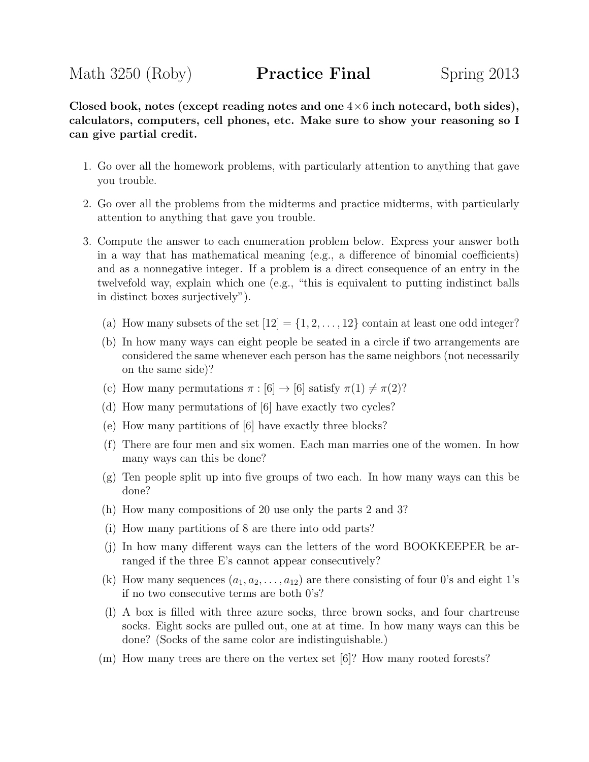Math 3250 (Roby) **Practice Final** Spring 2013

**Closed book, notes (except reading notes and one $4\times 6$ inch notecard, both sides), calculators, computers, cell phones, etc. Make sure to show your reasoning so I can give partial credit.**

1. Go over all the homework problems, with particularly attention to anything that gave you trouble.

2. Go over all the problems from the midterms and practice midterms, with particularly attention to anything that gave you trouble.

3. Compute the answer to each enumeration problem below. Express your answer both in a way that has mathematical meaning (e.g., a difference of binomial coefficients) and as a nonnegative integer. If a problem is a direct consequence of an entry in the twelvefold way, explain which one (e.g., "this is equivalent to putting indistinct balls in distinct boxes surjectively").

   (a) How many subsets of the set $[12] = \{1, 2, \ldots, 12\}$ contain at least one odd integer?

   (b) In how many ways can eight people be seated in a circle if two arrangements are considered the same whenever each person has the same neighbors (not necessarily on the same side)?

   (c) How many permutations $\pi : [6] \to [6]$ satisfy $\pi(1) \neq \pi(2)$?

   (d) How many permutations of $[6]$ have exactly two cycles?

   (e) How many partitions of $[6]$ have exactly three blocks?

   (f) There are four men and six women. Each man marries one of the women. In how many ways can this be done?

   (g) Ten people split up into five groups of two each. In how many ways can this be done?

   (h) How many compositions of 20 use only the parts 2 and 3?

   (i) How many partitions of 8 are there into odd parts?

   (j) In how many different ways can the letters of the word BOOKKEEPER be arranged if the three E's cannot appear consecutively?

   (k) How many sequences $(a_1, a_2, \ldots, a_{12})$ are there consisting of four 0's and eight 1's if no two consecutive terms are both 0's?

   (l) A box is filled with three azure socks, three brown socks, and four chartreuse socks. Eight socks are pulled out, one at at time. In how many ways can this be done? (Socks of the same color are indistinguishable.)

   (m) How many trees are there on the vertex set $[6]$? How many rooted forests?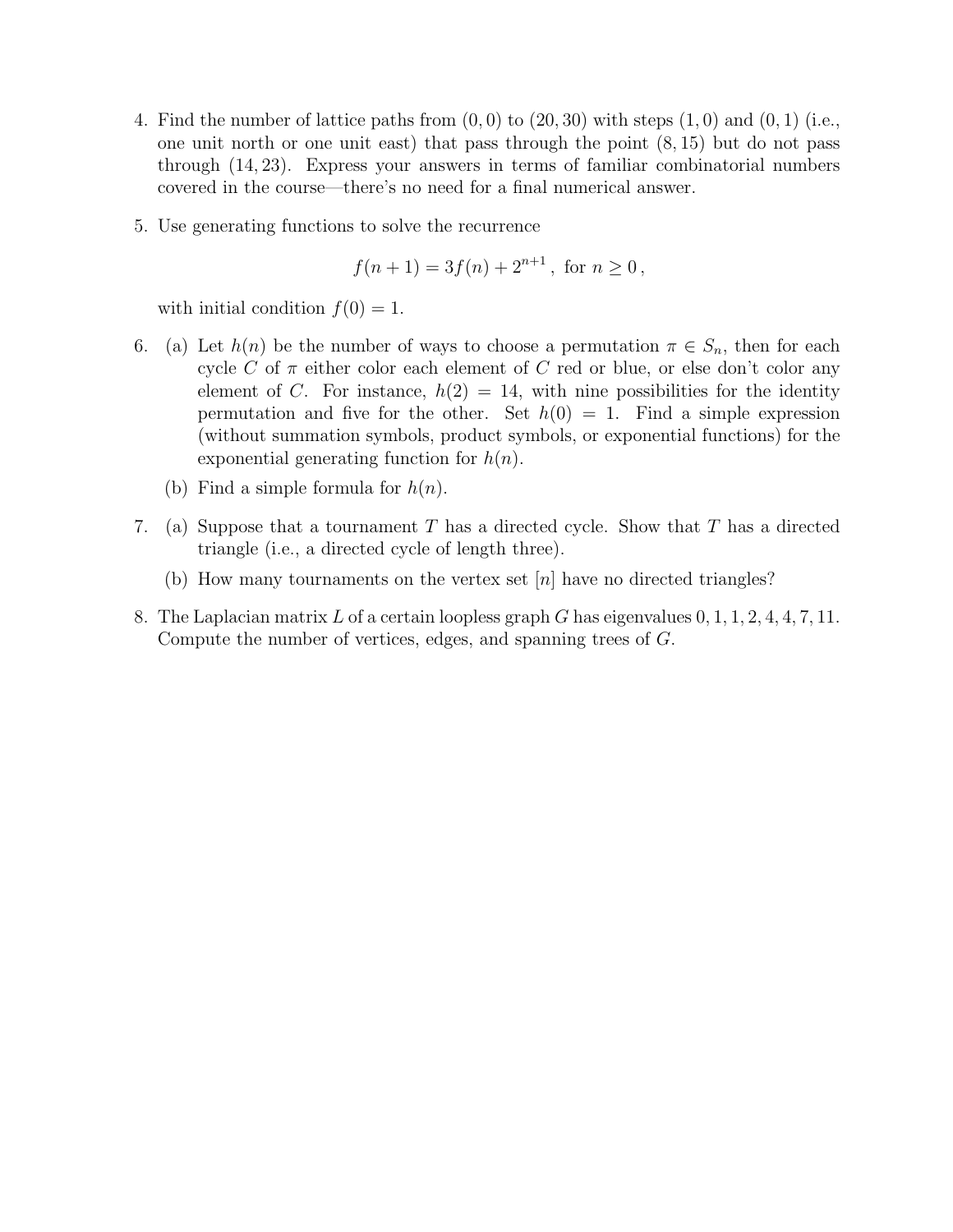4. Find the number of lattice paths from $(0,0)$ to $(20,30)$ with steps $(1,0)$ and $(0,1)$ (i.e., one unit north or one unit east) that pass through the point $(8,15)$ but do not pass through $(14,23)$. Express your answers in terms of familiar combinatorial numbers covered in the course—there's no need for a final numerical answer.

5. Use generating functions to solve the recurrence

$$f(n+1) = 3f(n) + 2^{n+1}\,, \text{ for } n \geq 0\,,$$

with initial condition $f(0) = 1$.

6. (a) Let $h(n)$ be the number of ways to choose a permutation $\pi \in S_n$, then for each cycle $C$ of $\pi$ either color each element of $C$ red or blue, or else don't color any element of $C$. For instance, $h(2) = 14$, with nine possibilities for the identity permutation and five for the other. Set $h(0) = 1$. Find a simple expression (without summation symbols, product symbols, or exponential functions) for the exponential generating function for $h(n)$.

   (b) Find a simple formula for $h(n)$.

7. (a) Suppose that a tournament $T$ has a directed cycle. Show that $T$ has a directed triangle (i.e., a directed cycle of length three).

   (b) How many tournaments on the vertex set $[n]$ have no directed triangles?

8. The Laplacian matrix $L$ of a certain loopless graph $G$ has eigenvalues $0, 1, 1, 2, 4, 4, 7, 11$. Compute the number of vertices, edges, and spanning trees of $G$.